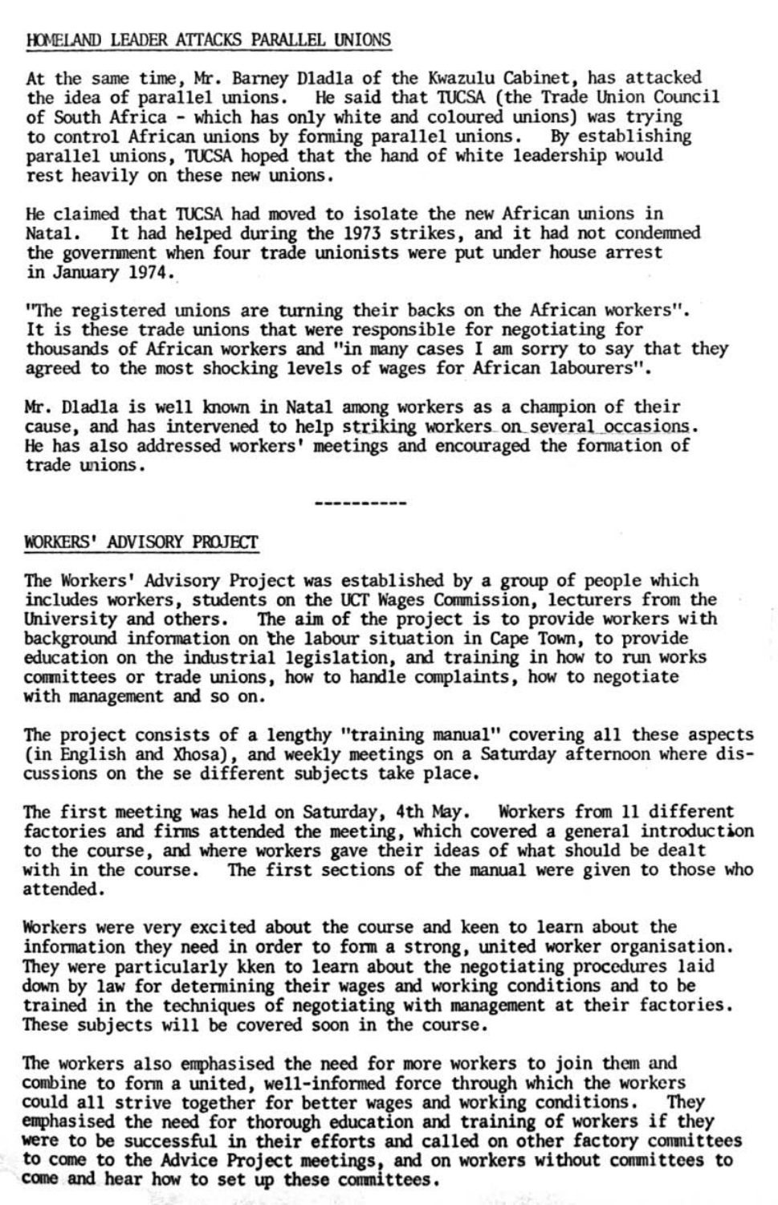## HOMELAND LEADER ATTACKS PARALLEL UNIONS

At the same time, Mr. Barney Dladla of the Kwazulu Cabinet, has attacked the idea of parallel unions. He said that TUCSA (the Trade Union Council of South Africa - which has only white and coloured unions) was trying to control African unions by forming parallel unions. By establishing parallel unions, TUCSA hoped that the hand of white leadership would rest heavily on these new unions.

He claimed that TUCSA had moved to isolate the new African unions in Natal. It had helped during the 1973 strikes, and it had not condemned the government when four trade unionists were put under house arrest in January 1974.

"The registered unions are turning their backs on the African workers". It is these trade unions that were responsible for negotiating for thousands of African workers and "in many cases I am sorry to say that they agreed to the most shocking levels of wages for African labourers".

Mr. Dladla is well known in Natal among workers as a champion of their cause, and has intervened to help striking workers on several occasions. He has also addressed workers' meetings and encouraged the formation of trade unions.

----------

## WORKERS' ADVISORY PROJECT

The Workers' Advisory Project was established by a group of people which includes workers, students on the UCT Wages Commission, lecturers from the University and others. The aim of the project is to provide workers with background information on the labour situation in Cape Town, to provide education on the industrial legislation, and training in how to run works committees or trade unions, how to handle complaints, how to negotiate with management and so on.

The project consists of a lengthy "training manual" covering all these aspects (in English and Xhosa), and weekly meetings on a Saturday afternoon where discussions on the se different subjects take place.

The first meeting was held on Saturday, 4th May. Workers from 11 different factories and firms attended the meeting, which covered a general introduction to the course, and where workers gave their ideas of what should be dealt with in the course. The first sections of the manual were given to those who attended.

Workers were very excited about the course and keen to learn about the information they need in order to form a strong, united worker organisation. They were particularly kken to learn about the negotiating procedures laid down by law for determining their wages and working conditions and to be trained in the techniques of negotiating with management at their factories. These subjects will be covered soon in the course.

The workers also emphasised the need for more workers to join them and combine to form a united, well-informed force through which the workers could all strive together for better wages and working conditions. They emphasised the need for thorough education and training of workers if they were to be successful in their efforts and called on other factory committees to come to the Advice Project meetings, and on workers without committees to come and hear how to set up these committees.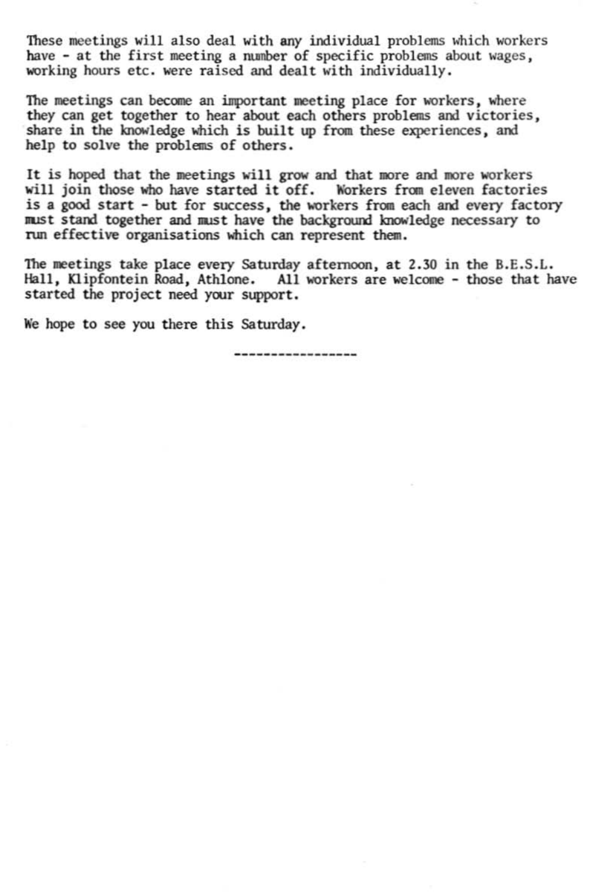These meetings will also deal with any individual problems which workers have - at the first meeting a number of specific problems about wages, working hours etc. were raised and dealt with individually.

The meetings can become an important meeting place for workers, where they can get together to hear about each others problems and victories, share in the knowledge which is built up from these experiences, and help to solve the problems of others.

It is hoped that the meetings will grow and that more and more workers will join those who have started it off. Workers from eleven factories is a good start - but for success, the workers from each and every factory must stand together and must have the background knowledge necessary to run effective organisations which can represent them.

The meetings take place every Saturday afternoon, at 2.30 in the B.E.S.L. Hall, Klipfontein Road, Athlone. All workers are welcome - those that have started the project need your support.

We hope to see you there this Saturday.

-----------------